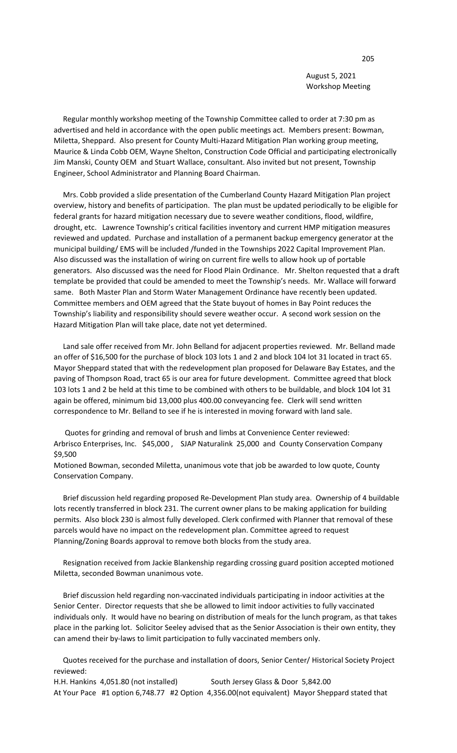August 5, 2021
Workshop Meeting

Regular monthly workshop meeting of the Township Committee called to order at 7:30 pm as advertised and held in accordance with the open public meetings act. Members present: Bowman, Miletta, Sheppard. Also present for County Multi-Hazard Mitigation Plan working group meeting, Maurice & Linda Cobb OEM, Wayne Shelton, Construction Code Official and participating electronically Jim Manski, County OEM and Stuart Wallace, consultant. Also invited but not present, Township Engineer, School Administrator and Planning Board Chairman.

Mrs. Cobb provided a slide presentation of the Cumberland County Hazard Mitigation Plan project overview, history and benefits of participation. The plan must be updated periodically to be eligible for federal grants for hazard mitigation necessary due to severe weather conditions, flood, wildfire, drought, etc. Lawrence Township's critical facilities inventory and current HMP mitigation measures reviewed and updated. Purchase and installation of a permanent backup emergency generator at the municipal building/ EMS will be included /funded in the Townships 2022 Capital Improvement Plan. Also discussed was the installation of wiring on current fire wells to allow hook up of portable generators. Also discussed was the need for Flood Plain Ordinance. Mr. Shelton requested that a draft template be provided that could be amended to meet the Township's needs. Mr. Wallace will forward same. Both Master Plan and Storm Water Management Ordinance have recently been updated. Committee members and OEM agreed that the State buyout of homes in Bay Point reduces the Township's liability and responsibility should severe weather occur. A second work session on the Hazard Mitigation Plan will take place, date not yet determined.

Land sale offer received from Mr. John Belland for adjacent properties reviewed. Mr. Belland made an offer of $16,500 for the purchase of block 103 lots 1 and 2 and block 104 lot 31 located in tract 65. Mayor Sheppard stated that with the redevelopment plan proposed for Delaware Bay Estates, and the paving of Thompson Road, tract 65 is our area for future development. Committee agreed that block 103 lots 1 and 2 be held at this time to be combined with others to be buildable, and block 104 lot 31 again be offered, minimum bid 13,000 plus 400.00 conveyancing fee. Clerk will send written correspondence to Mr. Belland to see if he is interested in moving forward with land sale.

Quotes for grinding and removal of brush and limbs at Convenience Center reviewed:
Arbrisco Enterprises, Inc. $45,000 , SJAP Naturalink 25,000 and County Conservation Company $9,500
Motioned Bowman, seconded Miletta, unanimous vote that job be awarded to low quote, County Conservation Company.

Brief discussion held regarding proposed Re-Development Plan study area. Ownership of 4 buildable lots recently transferred in block 231. The current owner plans to be making application for building permits. Also block 230 is almost fully developed. Clerk confirmed with Planner that removal of these parcels would have no impact on the redevelopment plan. Committee agreed to request Planning/Zoning Boards approval to remove both blocks from the study area.

Resignation received from Jackie Blankenship regarding crossing guard position accepted motioned Miletta, seconded Bowman unanimous vote.

Brief discussion held regarding non-vaccinated individuals participating in indoor activities at the Senior Center. Director requests that she be allowed to limit indoor activities to fully vaccinated individuals only. It would have no bearing on distribution of meals for the lunch program, as that takes place in the parking lot. Solicitor Seeley advised that as the Senior Association is their own entity, they can amend their by-laws to limit participation to fully vaccinated members only.

Quotes received for the purchase and installation of doors, Senior Center/ Historical Society Project reviewed:
H.H. Hankins 4,051.80 (not installed) South Jersey Glass & Door 5,842.00
At Your Pace #1 option 6,748.77 #2 Option 4,356.00(not equivalent) Mayor Sheppard stated that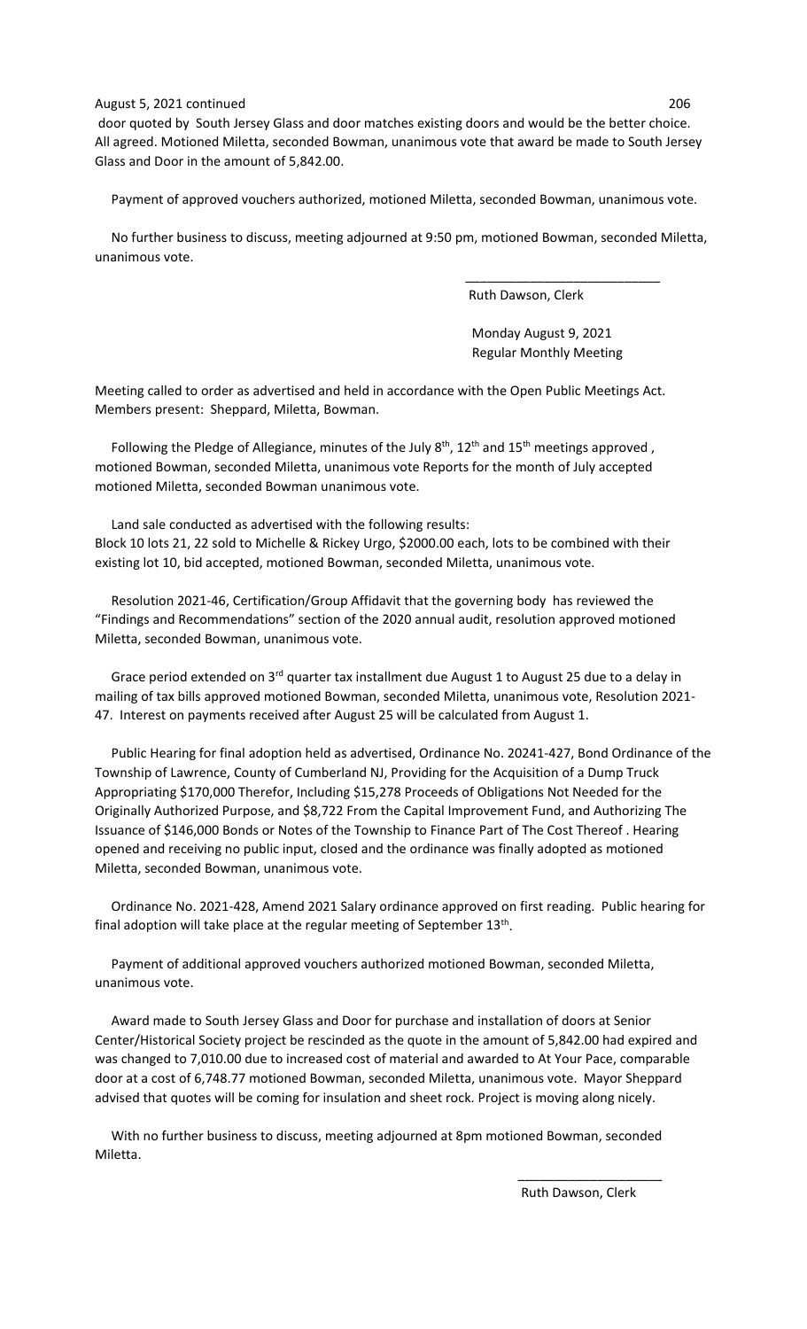door quoted by South Jersey Glass and door matches existing doors and would be the better choice. All agreed. Motioned Miletta, seconded Bowman, unanimous vote that award be made to South Jersey Glass and Door in the amount of 5,842.00.

Payment of approved vouchers authorized, motioned Miletta, seconded Bowman, unanimous vote.

No further business to discuss, meeting adjourned at 9:50 pm, motioned Bowman, seconded Miletta, unanimous vote.

\_\_\_\_\_\_\_\_\_\_\_\_\_\_\_\_\_\_\_\_\_\_\_\_\_\_

Ruth Dawson, Clerk

Monday August 9, 2021
Regular Monthly Meeting

Meeting called to order as advertised and held in accordance with the Open Public Meetings Act. Members present: Sheppard, Miletta, Bowman.

Following the Pledge of Allegiance, minutes of the July 8th, 12th and 15th meetings approved , motioned Bowman, seconded Miletta, unanimous vote Reports for the month of July accepted motioned Miletta, seconded Bowman unanimous vote.

Land sale conducted as advertised with the following results:
Block 10 lots 21, 22 sold to Michelle & Rickey Urgo, $2000.00 each, lots to be combined with their existing lot 10, bid accepted, motioned Bowman, seconded Miletta, unanimous vote.

Resolution 2021-46, Certification/Group Affidavit that the governing body has reviewed the "Findings and Recommendations" section of the 2020 annual audit, resolution approved motioned Miletta, seconded Bowman, unanimous vote.

Grace period extended on 3rd quarter tax installment due August 1 to August 25 due to a delay in mailing of tax bills approved motioned Bowman, seconded Miletta, unanimous vote, Resolution 2021-47. Interest on payments received after August 25 will be calculated from August 1.

Public Hearing for final adoption held as advertised, Ordinance No. 20241-427, Bond Ordinance of the Township of Lawrence, County of Cumberland NJ, Providing for the Acquisition of a Dump Truck Appropriating $170,000 Therefor, Including $15,278 Proceeds of Obligations Not Needed for the Originally Authorized Purpose, and $8,722 From the Capital Improvement Fund, and Authorizing The Issuance of $146,000 Bonds or Notes of the Township to Finance Part of The Cost Thereof . Hearing opened and receiving no public input, closed and the ordinance was finally adopted as motioned Miletta, seconded Bowman, unanimous vote.

Ordinance No. 2021-428, Amend 2021 Salary ordinance approved on first reading. Public hearing for final adoption will take place at the regular meeting of September 13th.

Payment of additional approved vouchers authorized motioned Bowman, seconded Miletta, unanimous vote.

Award made to South Jersey Glass and Door for purchase and installation of doors at Senior Center/Historical Society project be rescinded as the quote in the amount of 5,842.00 had expired and was changed to 7,010.00 due to increased cost of material and awarded to At Your Pace, comparable door at a cost of 6,748.77 motioned Bowman, seconded Miletta, unanimous vote. Mayor Sheppard advised that quotes will be coming for insulation and sheet rock. Project is moving along nicely.

With no further business to discuss, meeting adjourned at 8pm motioned Bowman, seconded Miletta.

\_\_\_\_\_\_\_\_\_\_\_\_\_\_\_\_\_\_\_\_

Ruth Dawson, Clerk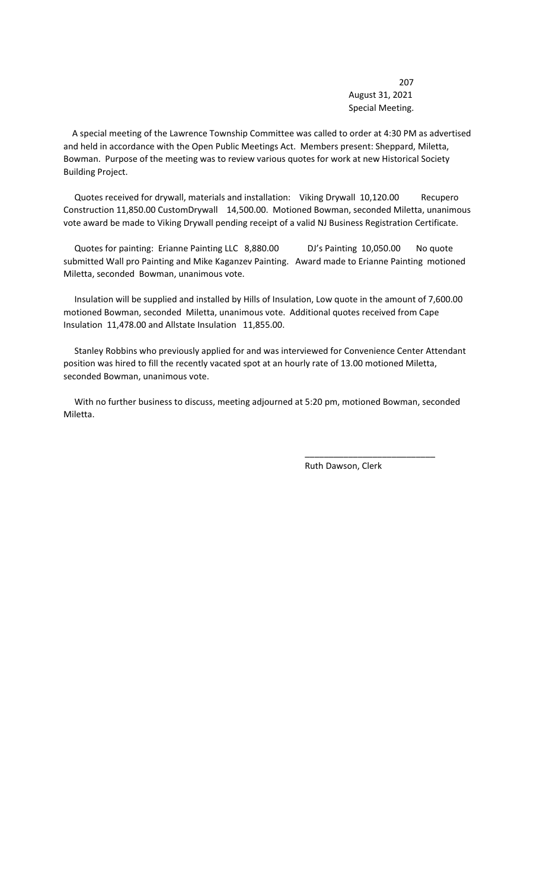August 31, 2021
Special Meeting.

A special meeting of the Lawrence Township Committee was called to order at 4:30 PM as advertised and held in accordance with the Open Public Meetings Act. Members present: Sheppard, Miletta, Bowman. Purpose of the meeting was to review various quotes for work at new Historical Society Building Project.

Quotes received for drywall, materials and installation: Viking Drywall 10,120.00 Recupero Construction 11,850.00 CustomDrywall 14,500.00. Motioned Bowman, seconded Miletta, unanimous vote award be made to Viking Drywall pending receipt of a valid NJ Business Registration Certificate.

Quotes for painting: Erianne Painting LLC 8,880.00 DJ's Painting 10,050.00 No quote submitted Wall pro Painting and Mike Kaganzev Painting. Award made to Erianne Painting motioned Miletta, seconded Bowman, unanimous vote.

Insulation will be supplied and installed by Hills of Insulation, Low quote in the amount of 7,600.00 motioned Bowman, seconded Miletta, unanimous vote. Additional quotes received from Cape Insulation 11,478.00 and Allstate Insulation 11,855.00.

Stanley Robbins who previously applied for and was interviewed for Convenience Center Attendant position was hired to fill the recently vacated spot at an hourly rate of 13.00 motioned Miletta, seconded Bowman, unanimous vote.

With no further business to discuss, meeting adjourned at 5:20 pm, motioned Bowman, seconded Miletta.

___________________________

Ruth Dawson, Clerk